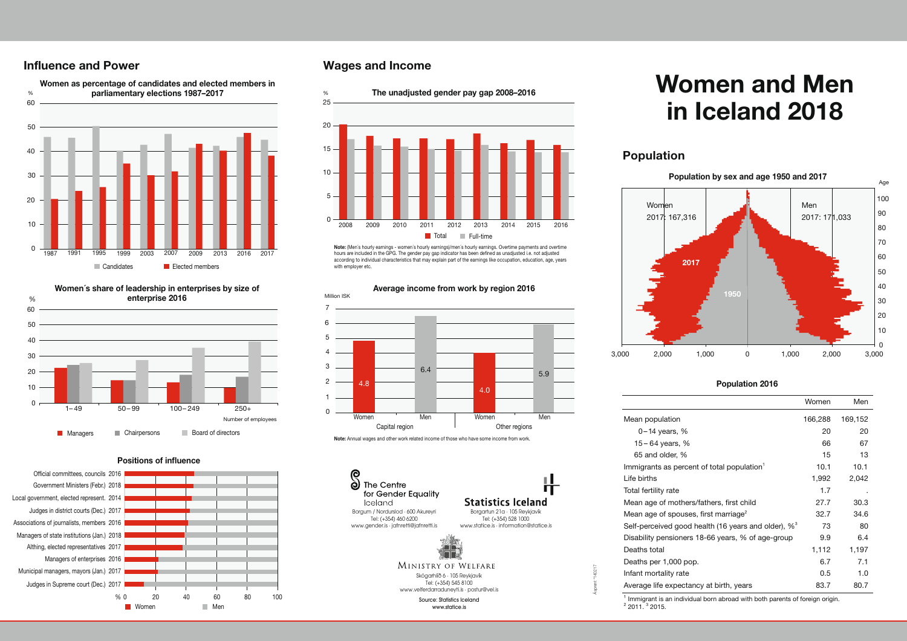# Women and Men in Iceland 2018

## Influence and Power

**Women as percentage of candidates and elected members in parliamentary elections 1987–2017**

**Women´s share of leadership in enterprises by size of enterprise 2016**

**Positions of influence**

## Wages and Income

**The unadjusted gender pay gap 2008–2016**

**Note:** (Men's hourly earnings - women's hourly earnings)/men's hourly earnings. Overtime payments and overtime hours are included in the GPG. The gender pay gap indicator has been defined as unadjusted i.e. not adjusted according to individual characteristics that may explain part of the earnings like occupation, education, age, years with employer etc.

**Average income from work by region 2016**

**Note:** Annual wages and other work related income of those who have some income from work.

## Population

**Population by sex and age 1950 and 2017**

Women 2017: 167,316

Men 2017: 171,033

**Population 2016**

| | Women | Men |
|---|---|---|
| Mean population | 166,288 | 169,152 |
| 0 – 14 years, % | 20 | 20 |
| 15 – 64 years, % | 66 | 67 |
| 65 and older, % | 15 | 13 |
| Immigrants as percent of total population[1] | 10.1 | 10.1 |
| Life births | 1,992 | 2,042 |
| Total fertility rate | 1.7 | . |
| Mean age of mothers/fathers, first child | 27.7 | 30.3 |
| Mean age of spouses, first marriage[2] | 32.7 | 34.6 |
| Self-perceived good health (16 years and older), %[3] | 73 | 80 |
| Disability pensioners 18-66 years, % of age-group | 9.9 | 6.4 |
| Deaths total | 1,112 | 1,197 |
| Deaths per 1,000 pop. | 6.7 | 7.1 |
| Infant mortality rate | 0.5 | 1.0 |
| Average life expectancy at birth, years | 83.7 | 80.7 |

[1] Immigrant is an individual born abroad with both parents of foreign origin.
[2] 2011. [3] 2015.

The Centre for Gender Equality Iceland
Borgum / Nordurslod · 600 Akureyri
Tel: (+354) 460 6200
www.gender.is · jafnretti@jafnretti.is

Statistics Iceland
Borgartun 21a · 105 Reykjavík
Tel: (+354) 528 1000
www.statice.is · information@statice.is

Ministry of Welfare
Skógarhlíð 6 · 105 Reykjavík
Tel: (+354) 545 8100
www.velferdarraduneyti.is · postur@vel.is

Source: Statistics Iceland
www.statice.is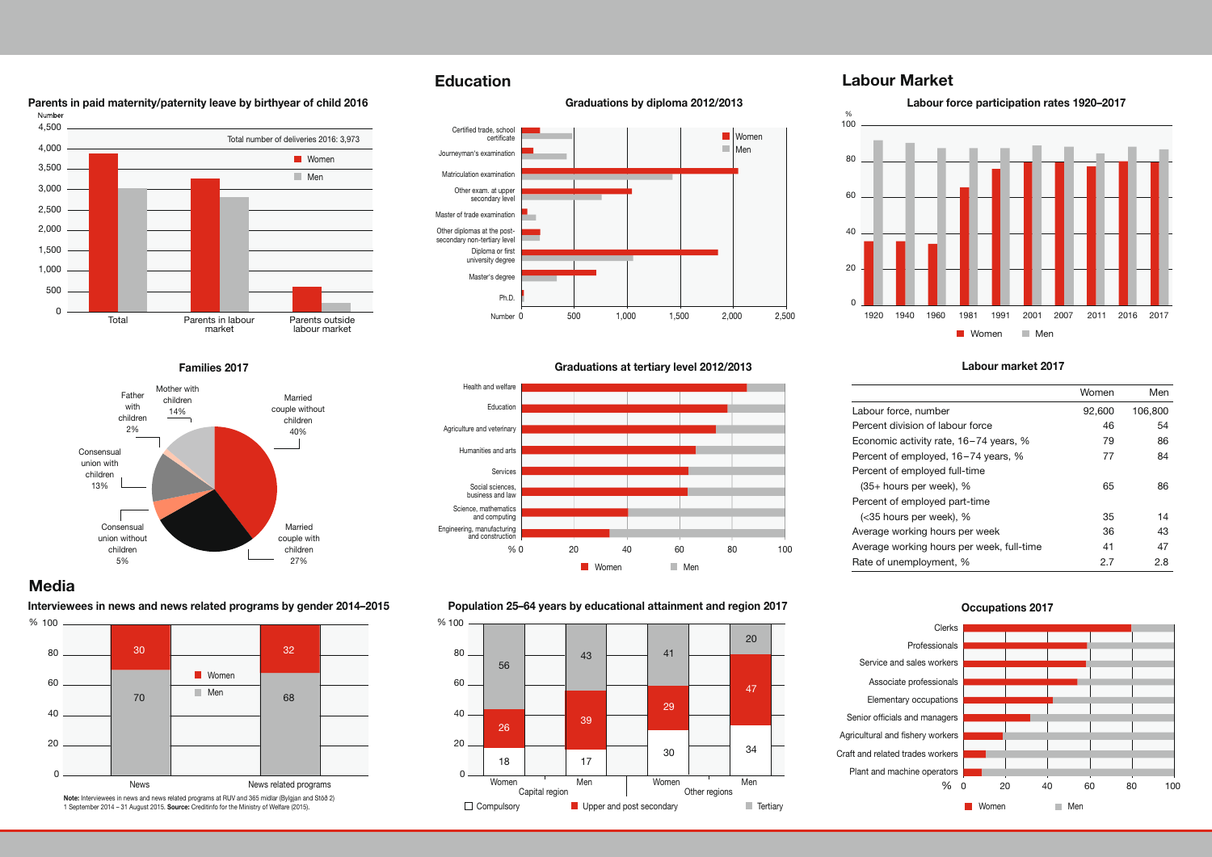**Parents in paid maternity/paternity leave by birthyear of child 2016**

Number
4,500
4,000
3,500
3,000
2,500
2,000
1,500
1,000
500
0

Total number of deliveries 2016: 3,973

Women
Men

Total
Parents in labour market
Parents outside labour market

**Families 2017**

Father with children 2%
Mother with children 14%
Married couple without children 40%
Consensual union with children 13%
Consensual union without children 5%
Married couple with children 27%

## Education

**Graduations by diploma 2012/2013**

Certified trade, school certificate
Journeyman's examination
Matriculation examination
Other exam. at upper secondary level
Master of trade examination
Other diplomas at the post-secondary non-tertiary level
Diploma or first university degree
Master's degree
Ph.D.

Number 0 500 1,000 1,500 2,000 2,500

Women
Men

**Graduations at tertiary level 2012/2013**

Health and welfare
Education
Agriculture and veterinary
Humanities and arts
Services
Social sciences, business and law
Science, mathematics and computing
Engineering, manufacturing and construction

% 0 20 40 60 80 100

Women
Men

## Labour Market

**Labour force participation rates 1920–2017**

%
100
80
60
40
20
0

1920 1940 1960 1981 1991 2001 2007 2011 2016 2017

Women
Men

**Labour market 2017**

| | Women | Men |
|---|---|---|
| Labour force, number | 92,600 | 106,800 |
| Percent division of labour force | 46 | 54 |
| Economic activity rate, 16–74 years, % | 79 | 86 |
| Percent of employed, 16–74 years, % | 77 | 84 |
| Percent of employed full-time (35+ hours per week), % | 65 | 86 |
| Percent of employed part-time (<35 hours per week), % | 35 | 14 |
| Average working hours per week | 36 | 43 |
| Average working hours per week, full-time | 41 | 47 |
| Rate of unemployment, % | 2.7 | 2.8 |

## Media

**Interviewees in news and news related programs by gender 2014–2015**

% 100
80
60
40
20
0

News: 30, 70
News related programs: 32, 68

Women
Men

**Note:** Interviewees in news and news related programs at RUV and 365 midlar (Bylgjan and Stöð 2) 1 September 2014 – 31 August 2015. **Source:** Creditinfo for the Ministry of Welfare (2015).

**Population 25–64 years by educational attainment and region 2017**

% 100
80
60
40
20
0

Capital region — Women: 18, 26, 56; Men: 17, 39, 43
Other regions — Women: 30, 29, 41; Men: 34, 47, 20

Compulsory
Upper and post secondary
Tertiary

**Occupations 2017**

Clerks
Professionals
Service and sales workers
Associate professionals
Elementary occupations
Senior officials and managers
Agricultural and fishery workers
Craft and related trades workers
Plant and machine operators

% 0 20 40 60 80 100

Women
Men